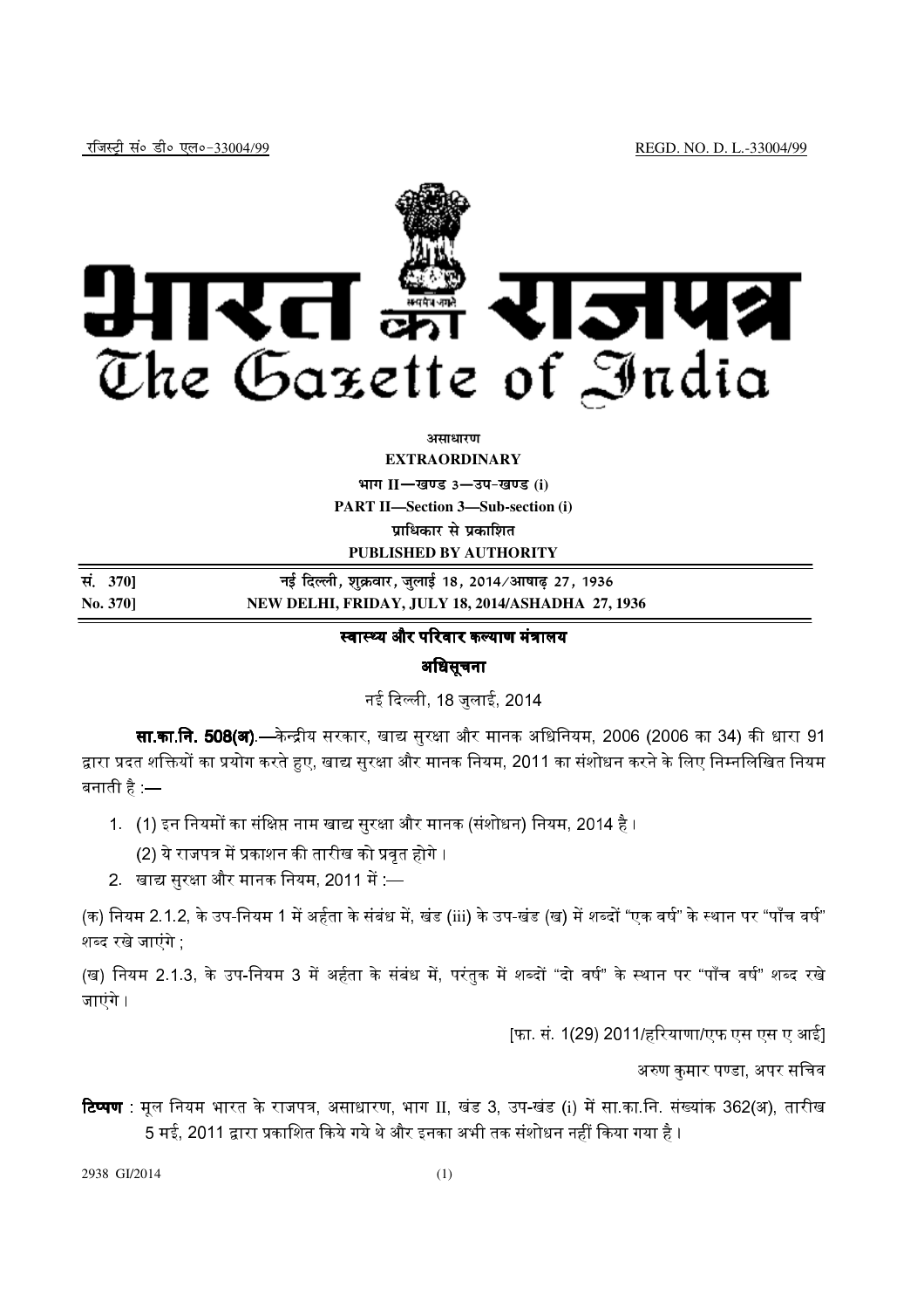रजिस्ट्री सं० डी० एल०-33004/99 REGD. NO. D. L.-33004/99

# भारत का राजपत्र
# The Gazette of India

**असाधारण**

**EXTRAORDINARY**

**भाग II—खण्ड 3—उप-खण्ड (i)**

**PART II—Section 3—Sub-section (i)**

**प्राधिकार से प्रकाशित**

**PUBLISHED BY AUTHORITY**

**सं. 370] नई दिल्ली, शुक्रवार, जुलाई 18, 2014/आषाढ़ 27, 1936**

**No. 370] NEW DELHI, FRIDAY, JULY 18, 2014/ASHADHA 27, 1936**

## स्वास्थ्य और परिवार कल्याण मंत्रालय

### अधिसूचना

नई दिल्ली, 18 जुलाई, 2014

**सा.का.नि. 508(अ).**—केन्द्रीय सरकार, खाद्य सुरक्षा और मानक अधिनियम, 2006 (2006 का 34) की धारा 91 द्वारा प्रदत शक्तियों का प्रयोग करते हुए, खाद्य सुरक्षा और मानक नियम, 2011 का संशोधन करने के लिए निम्नलिखित नियम बनाती है :—

1. (1) इन नियमों का संक्षिप्त नाम खाद्य सुरक्षा और मानक (संशोधन) नियम, 2014 है।

   (2) ये राजपत्र में प्रकाशन की तारीख को प्रवृत होगे।

2. खाद्य सुरक्षा और मानक नियम, 2011 में :—

(क) नियम 2.1.2, के उप-नियम 1 में अर्हता के संबंध में, खंड (iii) के उप-खंड (ख) में शब्दों "एक वर्ष" के स्थान पर "पाँच वर्ष" शब्द रखे जाएंगे ;

(ख) नियम 2.1.3, के उप-नियम 3 में अर्हता के संबंध में, परंतुक में शब्दों "दो वर्ष" के स्थान पर "पाँच वर्ष" शब्द रखे जाएंगे।

[फा. सं. 1(29) 2011/हरियाणा/एफ एस एस ए आई]

अरुण कुमार पण्डा, अपर सचिव

**टिप्पण** : मूल नियम भारत के राजपत्र, असाधारण, भाग II, खंड 3, उप-खंड (i) में सा.का.नि. संख्यांक 362(अ), तारीख 5 मई, 2011 द्वारा प्रकाशित किये गये थे और इनका अभी तक संशोधन नहीं किया गया है।

2938 GI/2014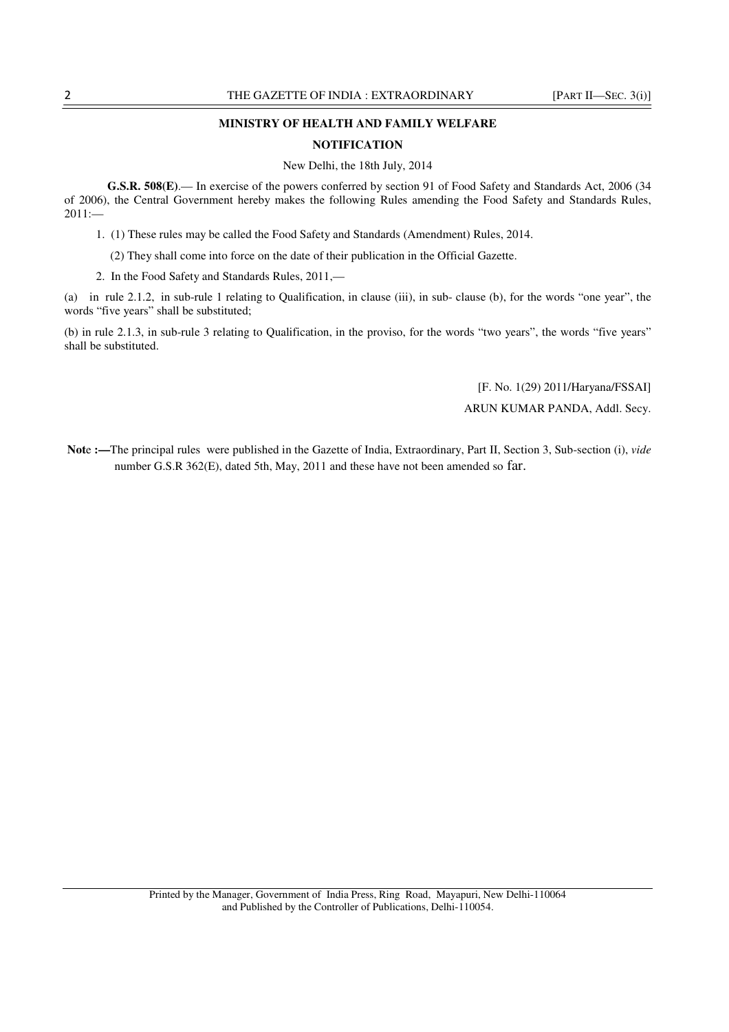## MINISTRY OF HEALTH AND FAMILY WELFARE

### NOTIFICATION

New Delhi, the 18th July, 2014

**G.S.R. 508(E)**.— In exercise of the powers conferred by section 91 of Food Safety and Standards Act, 2006 (34 of 2006), the Central Government hereby makes the following Rules amending the Food Safety and Standards Rules, 2011:—

1. (1) These rules may be called the Food Safety and Standards (Amendment) Rules, 2014.

   (2) They shall come into force on the date of their publication in the Official Gazette.

2. In the Food Safety and Standards Rules, 2011,—

(a) in rule 2.1.2, in sub-rule 1 relating to Qualification, in clause (iii), in sub- clause (b), for the words "one year", the words "five years" shall be substituted;

(b) in rule 2.1.3, in sub-rule 3 relating to Qualification, in the proviso, for the words "two years", the words "five years" shall be substituted.

[F. No. 1(29) 2011/Haryana/FSSAI]

ARUN KUMAR PANDA, Addl. Secy.

**Note :—**The principal rules were published in the Gazette of India, Extraordinary, Part II, Section 3, Sub-section (i), *vide* number G.S.R 362(E), dated 5th, May, 2011 and these have not been amended so far.

Printed by the Manager, Government of India Press, Ring Road, Mayapuri, New Delhi-110064 and Published by the Controller of Publications, Delhi-110054.